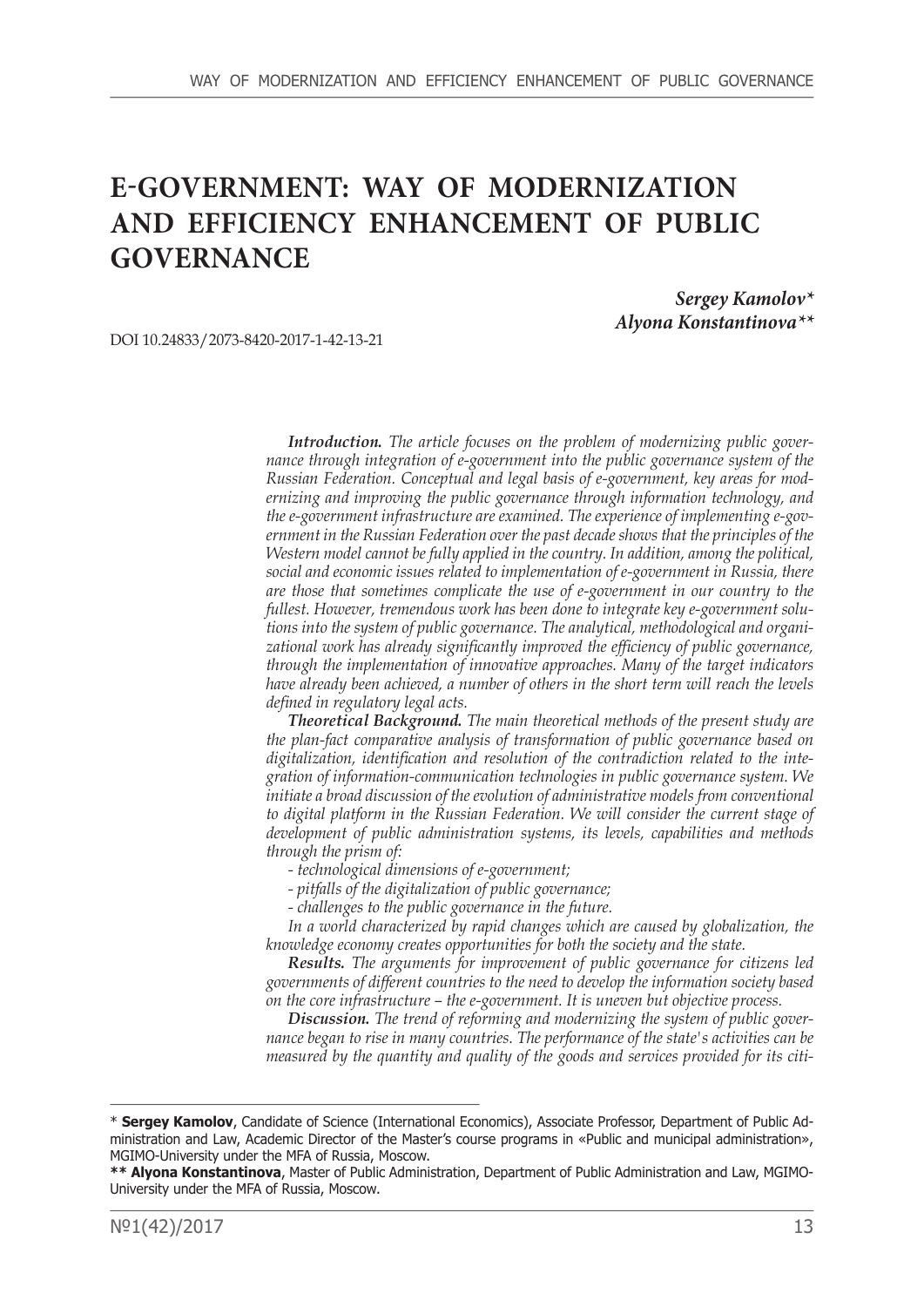# E-GOVERNMENT: WAY OF MODERNIZATION AND EFFICIENCY ENHANCEMENT OF PUBLIC GOVERNANCE

***Sergey Kamolov****
***Alyona Konstantinova*****

DOI 10.24833/2073-8420-2017-1-42-13-21

***Introduction.*** *The article focuses on the problem of modernizing public governance through integration of e-government into the public governance system of the Russian Federation. Conceptual and legal basis of e-government, key areas for modernizing and improving the public governance through information technology, and the e-government infrastructure are examined. The experience of implementing e-government in the Russian Federation over the past decade shows that the principles of the Western model cannot be fully applied in the country. In addition, among the political, social and economic issues related to implementation of e-government in Russia, there are those that sometimes complicate the use of e-government in our country to the fullest. However, tremendous work has been done to integrate key e-government solutions into the system of public governance. The analytical, methodological and organizational work has already significantly improved the efficiency of public governance, through the implementation of innovative approaches. Many of the target indicators have already been achieved, a number of others in the short term will reach the levels defined in regulatory legal acts.*

***Theoretical Background.*** *The main theoretical methods of the present study are the plan-fact comparative analysis of transformation of public governance based on digitalization, identification and resolution of the contradiction related to the integration of information-communication technologies in public governance system. We initiate a broad discussion of the evolution of administrative models from conventional to digital platform in the Russian Federation. We will consider the current stage of development of public administration systems, its levels, capabilities and methods through the prism of:*

*- technological dimensions of e-government;*

*- pitfalls of the digitalization of public governance;*

*- challenges to the public governance in the future.*

*In a world characterized by rapid changes which are caused by globalization, the knowledge economy creates opportunities for both the society and the state.*

***Results.*** *The arguments for improvement of public governance for citizens led governments of different countries to the need to develop the information society based on the core infrastructure – the e-government. It is uneven but objective process.*

***Discussion.*** *The trend of reforming and modernizing the system of public governance began to rise in many countries. The performance of the state's activities can be measured by the quantity and quality of the goods and services provided for its citi-*

---

\* **Sergey Kamolov**, Candidate of Science (International Economics), Associate Professor, Department of Public Administration and Law, Academic Director of the Master's course programs in «Public and municipal administration», MGIMO-University under the MFA of Russia, Moscow.

\*\* **Alyona Konstantinova**, Master of Public Administration, Department of Public Administration and Law, MGIMO-University under the MFA of Russia, Moscow.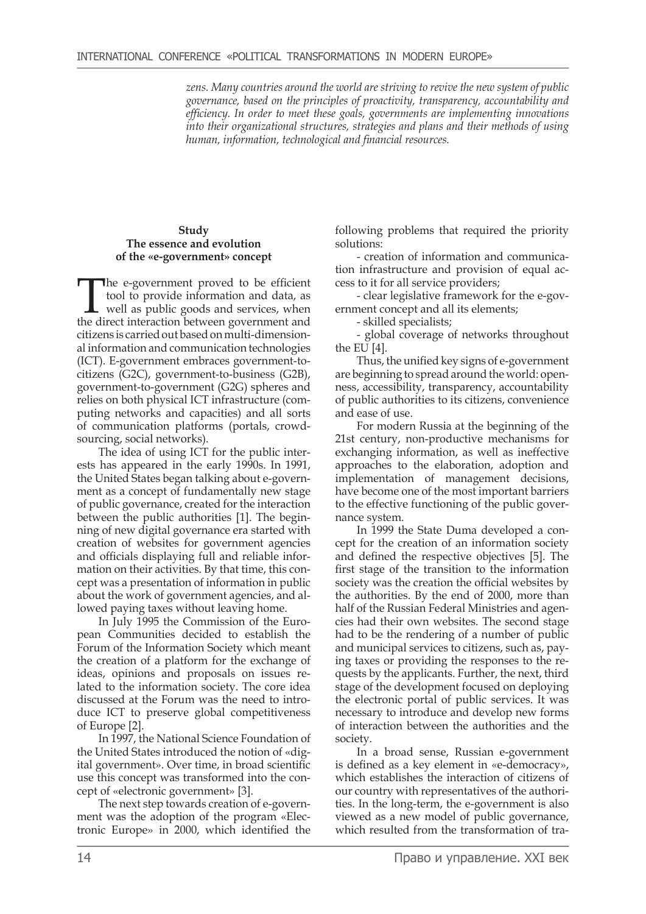*zens. Many countries around the world are striving to revive the new system of public governance, based on the principles of proactivity, transparency, accountability and efficiency. In order to meet these goals, governments are implementing innovations into their organizational structures, strategies and plans and their methods of using human, information, technological and financial resources.*

## Study
## The essence and evolution of the «e-government» concept

The e-government proved to be efficient tool to provide information and data, as well as public goods and services, when the direct interaction between government and citizens is carried out based on multi-dimensional information and communication technologies (ICT). E-government embraces government-to-citizens (G2C), government-to-business (G2B), government-to-government (G2G) spheres and relies on both physical ICT infrastructure (computing networks and capacities) and all sorts of communication platforms (portals, crowdsourcing, social networks).

The idea of using ICT for the public interests has appeared in the early 1990s. In 1991, the United States began talking about e-government as a concept of fundamentally new stage of public governance, created for the interaction between the public authorities [1]. The beginning of new digital governance era started with creation of websites for government agencies and officials displaying full and reliable information on their activities. By that time, this concept was a presentation of information in public about the work of government agencies, and allowed paying taxes without leaving home.

In July 1995 the Commission of the European Communities decided to establish the Forum of the Information Society which meant the creation of a platform for the exchange of ideas, opinions and proposals on issues related to the information society. The core idea discussed at the Forum was the need to introduce ICT to preserve global competitiveness of Europe [2].

In 1997, the National Science Foundation of the United States introduced the notion of «digital government». Over time, in broad scientific use this concept was transformed into the concept of «electronic government» [3].

The next step towards creation of e-government was the adoption of the program «Electronic Europe» in 2000, which identified the following problems that required the priority solutions:

- creation of information and communication infrastructure and provision of equal access to it for all service providers;
- clear legislative framework for the e-government concept and all its elements;
- skilled specialists;
- global coverage of networks throughout the EU [4].

Thus, the unified key signs of e-government are beginning to spread around the world: openness, accessibility, transparency, accountability of public authorities to its citizens, convenience and ease of use.

For modern Russia at the beginning of the 21st century, non-productive mechanisms for exchanging information, as well as ineffective approaches to the elaboration, adoption and implementation of management decisions, have become one of the most important barriers to the effective functioning of the public governance system.

In 1999 the State Duma developed a concept for the creation of an information society and defined the respective objectives [5]. The first stage of the transition to the information society was the creation the official websites by the authorities. By the end of 2000, more than half of the Russian Federal Ministries and agencies had their own websites. The second stage had to be the rendering of a number of public and municipal services to citizens, such as, paying taxes or providing the responses to the requests by the applicants. Further, the next, third stage of the development focused on deploying the electronic portal of public services. It was necessary to introduce and develop new forms of interaction between the authorities and the society.

In a broad sense, Russian e-government is defined as a key element in «e-democracy», which establishes the interaction of citizens of our country with representatives of the authorities. In the long-term, the e-government is also viewed as a new model of public governance, which resulted from the transformation of tra-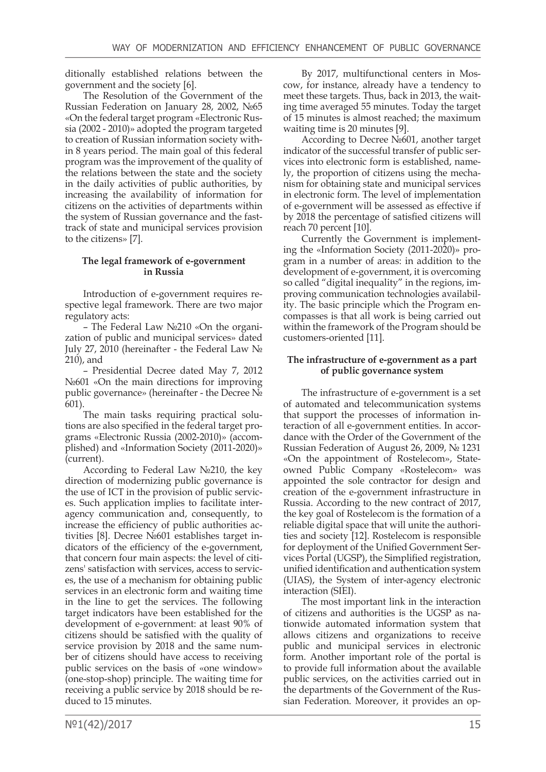ditionally established relations between the government and the society [6].

The Resolution of the Government of the Russian Federation on January 28, 2002, №65 «On the federal target program «Electronic Russia (2002 - 2010)» adopted the program targeted to creation of Russian information society within 8 years period. The main goal of this federal program was the improvement of the quality of the relations between the state and the society in the daily activities of public authorities, by increasing the availability of information for citizens on the activities of departments within the system of Russian governance and the fast-track of state and municipal services provision to the citizens» [7].

### The legal framework of e-government in Russia

Introduction of e-government requires respective legal framework. There are two major regulatory acts:

– The Federal Law №210 «On the organization of public and municipal services» dated July 27, 2010 (hereinafter - the Federal Law № 210), and

– Presidential Decree dated May 7, 2012 №601 «On the main directions for improving public governance» (hereinafter - the Decree № 601).

The main tasks requiring practical solutions are also specified in the federal target programs «Electronic Russia (2002-2010)» (accomplished) and «Information Society (2011-2020)» (current).

According to Federal Law №210, the key direction of modernizing public governance is the use of ICT in the provision of public services. Such application implies to facilitate inter-agency communication and, consequently, to increase the efficiency of public authorities activities [8]. Decree №601 establishes target indicators of the efficiency of the e-government, that concern four main aspects: the level of citizens' satisfaction with services, access to services, the use of a mechanism for obtaining public services in an electronic form and waiting time in the line to get the services. The following target indicators have been established for the development of e-government: at least 90% of citizens should be satisfied with the quality of service provision by 2018 and the same number of citizens should have access to receiving public services on the basis of «one window» (one-stop-shop) principle. The waiting time for receiving a public service by 2018 should be reduced to 15 minutes.

By 2017, multifunctional centers in Moscow, for instance, already have a tendency to meet these targets. Thus, back in 2013, the waiting time averaged 55 minutes. Today the target of 15 minutes is almost reached; the maximum waiting time is 20 minutes [9].

According to Decree №601, another target indicator of the successful transfer of public services into electronic form is established, namely, the proportion of citizens using the mechanism for obtaining state and municipal services in electronic form. The level of implementation of e-government will be assessed as effective if by 2018 the percentage of satisfied citizens will reach 70 percent [10].

Currently the Government is implementing the «Information Society (2011-2020)» program in a number of areas: in addition to the development of e-government, it is overcoming so called "digital inequality" in the regions, improving communication technologies availability. The basic principle which the Program encompasses is that all work is being carried out within the framework of the Program should be customers-oriented [11].

### The infrastructure of e-government as a part of public governance system

The infrastructure of e-government is a set of automated and telecommunication systems that support the processes of information interaction of all e-government entities. In accordance with the Order of the Government of the Russian Federation of August 26, 2009, № 1231 «On the appointment of Rostelecom», State-owned Public Company «Rostelecom» was appointed the sole contractor for design and creation of the e-government infrastructure in Russia. According to the new contract of 2017, the key goal of Rostelecom is the formation of a reliable digital space that will unite the authorities and society [12]. Rostelecom is responsible for deployment of the Unified Government Services Portal (UGSP), the Simplified registration, unified identification and authentication system (UIAS), the System of inter-agency electronic interaction (SIEI).

The most important link in the interaction of citizens and authorities is the UGSP as nationwide automated information system that allows citizens and organizations to receive public and municipal services in electronic form. Another important role of the portal is to provide full information about the available public services, on the activities carried out in the departments of the Government of the Russian Federation. Moreover, it provides an op-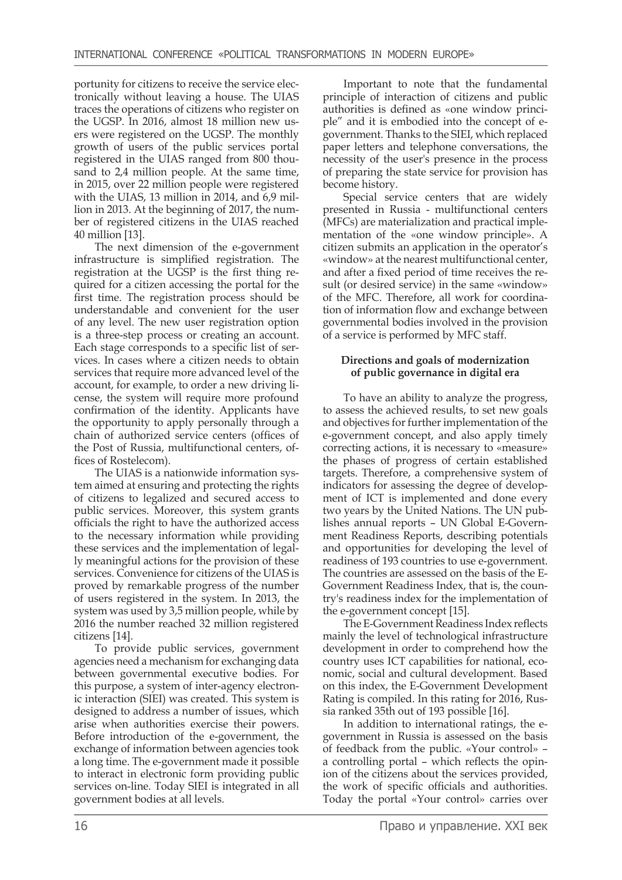portunity for citizens to receive the service electronically without leaving a house. The UIAS traces the operations of citizens who register on the UGSP. In 2016, almost 18 million new users were registered on the UGSP. The monthly growth of users of the public services portal registered in the UIAS ranged from 800 thousand to 2,4 million people. At the same time, in 2015, over 22 million people were registered with the UIAS, 13 million in 2014, and 6,9 million in 2013. At the beginning of 2017, the number of registered citizens in the UIAS reached 40 million [13].

The next dimension of the e-government infrastructure is simplified registration. The registration at the UGSP is the first thing required for a citizen accessing the portal for the first time. The registration process should be understandable and convenient for the user of any level. The new user registration option is a three-step process or creating an account. Each stage corresponds to a specific list of services. In cases where a citizen needs to obtain services that require more advanced level of the account, for example, to order a new driving license, the system will require more profound confirmation of the identity. Applicants have the opportunity to apply personally through a chain of authorized service centers (offices of the Post of Russia, multifunctional centers, offices of Rostelecom).

The UIAS is a nationwide information system aimed at ensuring and protecting the rights of citizens to legalized and secured access to public services. Moreover, this system grants officials the right to have the authorized access to the necessary information while providing these services and the implementation of legally meaningful actions for the provision of these services. Convenience for citizens of the UIAS is proved by remarkable progress of the number of users registered in the system. In 2013, the system was used by 3,5 million people, while by 2016 the number reached 32 million registered citizens [14].

To provide public services, government agencies need a mechanism for exchanging data between governmental executive bodies. For this purpose, a system of inter-agency electronic interaction (SIEI) was created. This system is designed to address a number of issues, which arise when authorities exercise their powers. Before introduction of the e-government, the exchange of information between agencies took a long time. The e-government made it possible to interact in electronic form providing public services on-line. Today SIEI is integrated in all government bodies at all levels.

Important to note that the fundamental principle of interaction of citizens and public authorities is defined as «one window principle" and it is embodied into the concept of e-government. Thanks to the SIEI, which replaced paper letters and telephone conversations, the necessity of the user's presence in the process of preparing the state service for provision has become history.

Special service centers that are widely presented in Russia - multifunctional centers (MFCs) are materialization and practical implementation of the «one window principle». A citizen submits an application in the operator's «window» at the nearest multifunctional center, and after a fixed period of time receives the result (or desired service) in the same «window» of the MFC. Therefore, all work for coordination of information flow and exchange between governmental bodies involved in the provision of a service is performed by MFC staff.

### Directions and goals of modernization of public governance in digital era

To have an ability to analyze the progress, to assess the achieved results, to set new goals and objectives for further implementation of the e-government concept, and also apply timely correcting actions, it is necessary to «measure» the phases of progress of certain established targets. Therefore, a comprehensive system of indicators for assessing the degree of development of ICT is implemented and done every two years by the United Nations. The UN publishes annual reports – UN Global E-Government Readiness Reports, describing potentials and opportunities for developing the level of readiness of 193 countries to use e-government. The countries are assessed on the basis of the E-Government Readiness Index, that is, the country's readiness index for the implementation of the e-government concept [15].

The E-Government Readiness Index reflects mainly the level of technological infrastructure development in order to comprehend how the country uses ICT capabilities for national, economic, social and cultural development. Based on this index, the E-Government Development Rating is compiled. In this rating for 2016, Russia ranked 35th out of 193 possible [16].

In addition to international ratings, the e-government in Russia is assessed on the basis of feedback from the public. «Your control» – a controlling portal – which reflects the opinion of the citizens about the services provided, the work of specific officials and authorities. Today the portal «Your control» carries over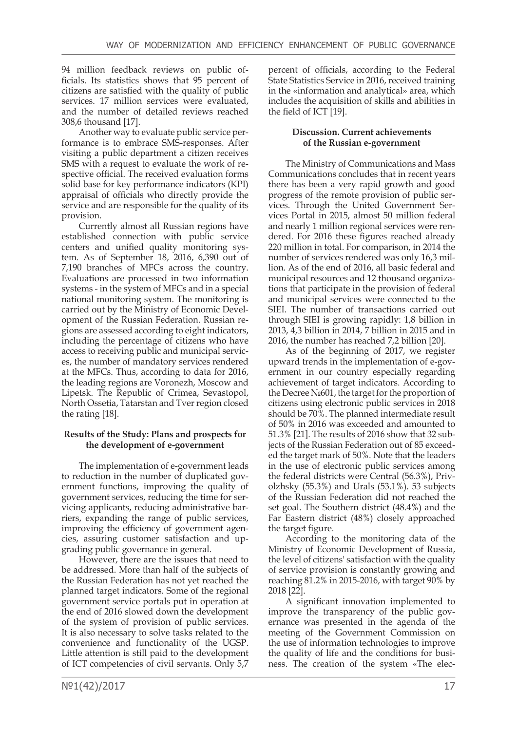94 million feedback reviews on public officials. Its statistics shows that 95 percent of citizens are satisfied with the quality of public services. 17 million services were evaluated, and the number of detailed reviews reached 308,6 thousand [17].

Another way to evaluate public service performance is to embrace SMS-responses. After visiting a public department a citizen receives SMS with a request to evaluate the work of respective official. The received evaluation forms solid base for key performance indicators (KPI) appraisal of officials who directly provide the service and are responsible for the quality of its provision.

Currently almost all Russian regions have established connection with public service centers and unified quality monitoring system. As of September 18, 2016, 6,390 out of 7,190 branches of MFCs across the country. Evaluations are processed in two information systems - in the system of MFCs and in a special national monitoring system. The monitoring is carried out by the Ministry of Economic Development of the Russian Federation. Russian regions are assessed according to eight indicators, including the percentage of citizens who have access to receiving public and municipal services, the number of mandatory services rendered at the MFCs. Thus, according to data for 2016, the leading regions are Voronezh, Moscow and Lipetsk. The Republic of Crimea, Sevastopol, North Ossetia, Tatarstan and Tver region closed the rating [18].

**Results of the Study: Plans and prospects for the development of e-government**

The implementation of e-government leads to reduction in the number of duplicated government functions, improving the quality of government services, reducing the time for servicing applicants, reducing administrative barriers, expanding the range of public services, improving the efficiency of government agencies, assuring customer satisfaction and upgrading public governance in general.

However, there are the issues that need to be addressed. More than half of the subjects of the Russian Federation has not yet reached the planned target indicators. Some of the regional government service portals put in operation at the end of 2016 slowed down the development of the system of provision of public services. It is also necessary to solve tasks related to the convenience and functionality of the UGSP. Little attention is still paid to the development of ICT competencies of civil servants. Only 5,7 percent of officials, according to the Federal State Statistics Service in 2016, received training in the «information and analytical» area, which includes the acquisition of skills and abilities in the field of ICT [19].

**Discussion. Current achievements of the Russian e-government**

The Ministry of Communications and Mass Communications concludes that in recent years there has been a very rapid growth and good progress of the remote provision of public services. Through the United Government Services Portal in 2015, almost 50 million federal and nearly 1 million regional services were rendered. For 2016 these figures reached already 220 million in total. For comparison, in 2014 the number of services rendered was only 16,3 million. As of the end of 2016, all basic federal and municipal resources and 12 thousand organizations that participate in the provision of federal and municipal services were connected to the SIEI. The number of transactions carried out through SIEI is growing rapidly: 1,8 billion in 2013, 4,3 billion in 2014, 7 billion in 2015 and in 2016, the number has reached 7,2 billion [20].

As of the beginning of 2017, we register upward trends in the implementation of e-government in our country especially regarding achievement of target indicators. According to the Decree №601, the target for the proportion of citizens using electronic public services in 2018 should be 70%. The planned intermediate result of 50% in 2016 was exceeded and amounted to 51.3% [21]. The results of 2016 show that 32 subjects of the Russian Federation out of 85 exceeded the target mark of 50%. Note that the leaders in the use of electronic public services among the federal districts were Central (56.3%), Privolzhsky (55.3%) and Urals (53.1%). 53 subjects of the Russian Federation did not reached the set goal. The Southern district (48.4%) and the Far Eastern district (48%) closely approached the target figure.

According to the monitoring data of the Ministry of Economic Development of Russia, the level of citizens' satisfaction with the quality of service provision is constantly growing and reaching 81.2% in 2015-2016, with target 90% by 2018 [22].

A significant innovation implemented to improve the transparency of the public governance was presented in the agenda of the meeting of the Government Commission on the use of information technologies to improve the quality of life and the conditions for business. The creation of the system «The elec-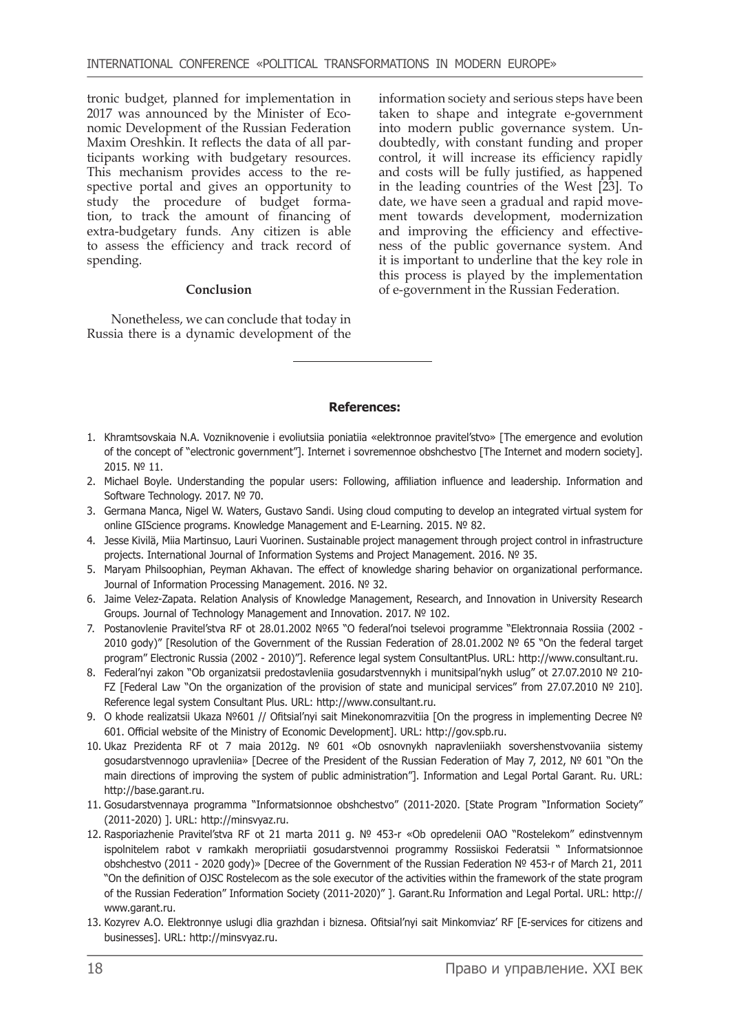tronic budget, planned for implementation in 2017 was announced by the Minister of Economic Development of the Russian Federation Maxim Oreshkin. It reflects the data of all participants working with budgetary resources. This mechanism provides access to the respective portal and gives an opportunity to study the procedure of budget formation, to track the amount of financing of extra-budgetary funds. Any citizen is able to assess the efficiency and track record of spending.

## Conclusion

Nonetheless, we can conclude that today in Russia there is a dynamic development of the information society and serious steps have been taken to shape and integrate e-government into modern public governance system. Undoubtedly, with constant funding and proper control, it will increase its efficiency rapidly and costs will be fully justified, as happened in the leading countries of the West [23]. To date, we have seen a gradual and rapid movement towards development, modernization and improving the efficiency and effectiveness of the public governance system. And it is important to underline that the key role in this process is played by the implementation of e-government in the Russian Federation.

## References:

1. Khramtsovskaia N.A. Vozniknovenie i evoliutsiia poniatiia «elektronnoe pravitel'stvo» [The emergence and evolution of the concept of "electronic government"]. Internet i sovremennoe obshchestvo [The Internet and modern society]. 2015. № 11.
2. Michael Boyle. Understanding the popular users: Following, affiliation influence and leadership. Information and Software Technology. 2017. № 70.
3. Germana Manca, Nigel W. Waters, Gustavo Sandi. Using cloud computing to develop an integrated virtual system for online GIScience programs. Knowledge Management and E-Learning. 2015. № 82.
4. Jesse Kivilä, Miia Martinsuo, Lauri Vuorinen. Sustainable project management through project control in infrastructure projects. International Journal of Information Systems and Project Management. 2016. № 35.
5. Maryam Philsoophian, Peyman Akhavan. The effect of knowledge sharing behavior on organizational performance. Journal of Information Processing Management. 2016. № 32.
6. Jaime Velez-Zapata. Relation Analysis of Knowledge Management, Research, and Innovation in University Research Groups. Journal of Technology Management and Innovation. 2017. № 102.
7. Postanovlenie Pravitel'stva RF ot 28.01.2002 №65 "O federal'noi tselevoi programme "Elektronnaia Rossiia (2002 - 2010 gody)" [Resolution of the Government of the Russian Federation of 28.01.2002 № 65 "On the federal target program" Electronic Russia (2002 - 2010)"]. Reference legal system ConsultantPlus. URL: http://www.consultant.ru.
8. Federal'nyi zakon "Ob organizatsii predostavleniia gosudarstvennykh i munitsipal'nykh uslug" ot 27.07.2010 № 210-FZ [Federal Law "On the organization of the provision of state and municipal services" from 27.07.2010 № 210]. Reference legal system Consultant Plus. URL: http://www.consultant.ru.
9. O khode realizatsii Ukaza №601 // Ofitsial'nyi sait Minekonomrazvitiia [On the progress in implementing Decree № 601. Official website of the Ministry of Economic Development]. URL: http://gov.spb.ru.
10. Ukaz Prezidenta RF ot 7 maia 2012g. № 601 «Ob osnovnykh napravleniiakh sovershenstvovaniia sistemy gosudarstvennogo upravleniia» [Decree of the President of the Russian Federation of May 7, 2012, № 601 "On the main directions of improving the system of public administration"]. Information and Legal Portal Garant. Ru. URL: http://base.garant.ru.
11. Gosudarstvennaya programma "Informatsionnoe obshchestvo" (2011-2020. [State Program "Information Society" (2011-2020) ]. URL: http://minsvyaz.ru.
12. Rasporiazhenie Pravitel'stva RF ot 21 marta 2011 g. № 453-r «Ob opredelenii OAO "Rostelekom" edinstvennym ispolnitelem rabot v ramkakh meropriiatii gosudarstvennoi programmy Rossiiskoi Federatsii " Informatsionnoe obshchestvo (2011 - 2020 gody)» [Decree of the Government of the Russian Federation № 453-r of March 21, 2011 "On the definition of OJSC Rostelecom as the sole executor of the activities within the framework of the state program of the Russian Federation" Information Society (2011-2020)" ]. Garant.Ru Information and Legal Portal. URL: http://www.garant.ru.
13. Kozyrev A.O. Elektronnye uslugi dlia grazhdan i biznesa. Ofitsial'nyi sait Minkomviaz' RF [E-services for citizens and businesses]. URL: http://minsvyaz.ru.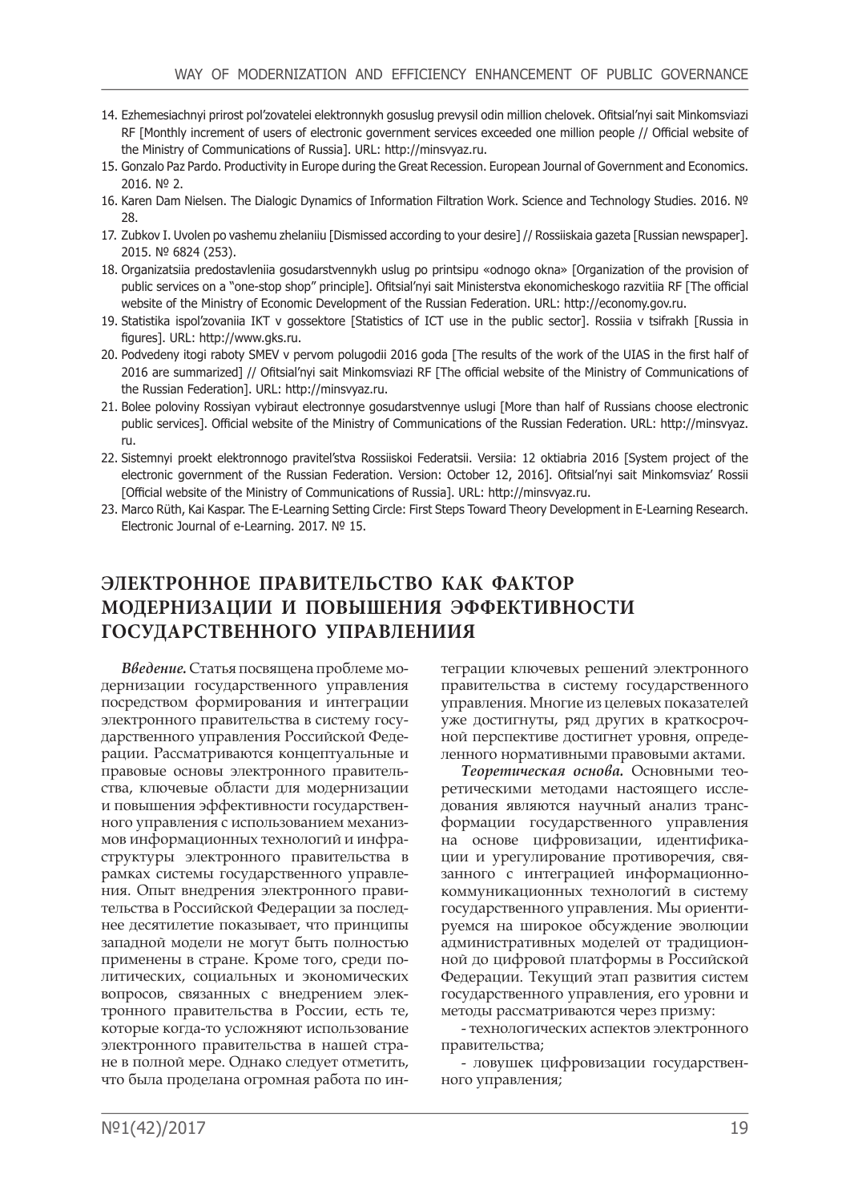14. Ezhemesiachnyi prirost pol'zovatelei elektronnykh gosuslug prevysil odin million chelovek. Ofitsial'nyi sait Minkomsviazi RF [Monthly increment of users of electronic government services exceeded one million people // Official website of the Ministry of Communications of Russia]. URL: http://minsvyaz.ru.
15. Gonzalo Paz Pardo. Productivity in Europe during the Great Recession. European Journal of Government and Economics. 2016. № 2.
16. Karen Dam Nielsen. The Dialogic Dynamics of Information Filtration Work. Science and Technology Studies. 2016. № 28.
17. Zubkov I. Uvolen po vashemu zhelaniiu [Dismissed according to your desire] // Rossiiskaia gazeta [Russian newspaper]. 2015. № 6824 (253).
18. Organizatsiia predostavleniia gosudarstvennykh uslug po printsipu «odnogo okna» [Organization of the provision of public services on a "one-stop shop" principle]. Ofitsial'nyi sait Ministerstva ekonomicheskogo razvitiia RF [The official website of the Ministry of Economic Development of the Russian Federation. URL: http://economy.gov.ru.
19. Statistika ispol'zovaniia IKT v gossektore [Statistics of ICT use in the public sector]. Rossiia v tsifrakh [Russia in figures]. URL: http://www.gks.ru.
20. Podvedeny itogi raboty SMEV v pervom polugodii 2016 goda [The results of the work of the UIAS in the first half of 2016 are summarized] // Ofitsial'nyi sait Minkomsviazi RF [The official website of the Ministry of Communications of the Russian Federation]. URL: http://minsvyaz.ru.
21. Bolee poloviny Rossiyan vybiraut electronnye gosudarstvennye uslugi [More than half of Russians choose electronic public services]. Official website of the Ministry of Communications of the Russian Federation. URL: http://minsvyaz.ru.
22. Sistemnyi proekt elektronnogo pravitel'stva Rossiiskoi Federatsii. Versiia: 12 oktiabria 2016 [System project of the electronic government of the Russian Federation. Version: October 12, 2016]. Ofitsial'nyi sait Minkomsviaz' Rossii [Official website of the Ministry of Communications of Russia]. URL: http://minsvyaz.ru.
23. Marco Rüth, Kai Kaspar. The E-Learning Setting Circle: First Steps Toward Theory Development in E-Learning Research. Electronic Journal of e-Learning. 2017. № 15.

## ЭЛЕКТРОННОЕ ПРАВИТЕЛЬСТВО КАК ФАКТОР МОДЕРНИЗАЦИИ И ПОВЫШЕНИЯ ЭФФЕКТИВНОСТИ ГОСУДАРСТВЕННОГО УПРАВЛЕНИИЯ

***Введение.*** Статья посвящена проблеме модернизации государственного управления посредством формирования и интеграции электронного правительства в систему государственного управления Российской Федерации. Рассматриваются концептуальные и правовые основы электронного правительства, ключевые области для модернизации и повышения эффективности государственного управления с использованием механизмов информационных технологий и инфраструктуры электронного правительства в рамках системы государственного управления. Опыт внедрения электронного правительства в Российской Федерации за последнее десятилетие показывает, что принципы западной модели не могут быть полностью применены в стране. Кроме того, среди политических, социальных и экономических вопросов, связанных с внедрением электронного правительства в России, есть те, которые когда-то усложняют использование электронного правительства в нашей стране в полной мере. Однако следует отметить, что была проделана огромная работа по интеграции ключевых решений электронного правительства в систему государственного управления. Многие из целевых показателей уже достигнуты, ряд других в краткосрочной перспективе достигнет уровня, определенного нормативными правовыми актами.

***Теоретическая основа.*** Основными теоретическими методами настоящего исследования являются научный анализ трансформации государственного управления на основе цифровизации, идентификации и урегулирование противоречия, связанного с интеграцией информационно-коммуникационных технологий в систему государственного управления. Мы ориентируемся на широкое обсуждение эволюции административных моделей от традиционной до цифровой платформы в Российской Федерации. Текущий этап развития систем государственного управления, его уровни и методы рассматриваются через призму:

- технологических аспектов электронного правительства;
- ловушек цифровизации государственного управления;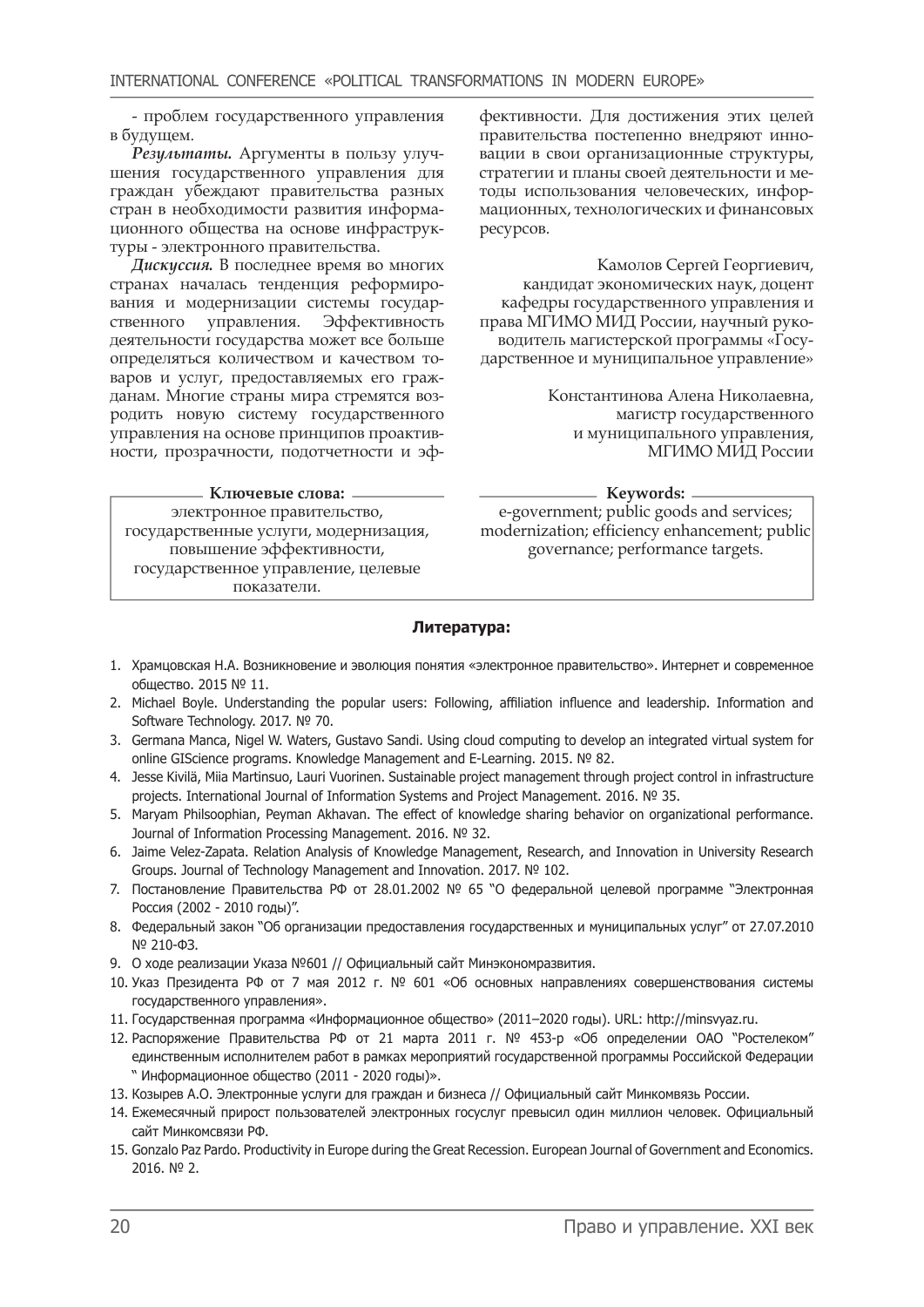- проблем государственного управления в будущем.

***Результаты.*** Аргументы в пользу улучшения государственного управления для граждан убеждают правительства разных стран в необходимости развития информационного общества на основе инфраструктуры - электронного правительства.

***Дискуссия.*** В последнее время во многих странах началась тенденция реформирования и модернизации системы государственного управления. Эффективность деятельности государства может все больше определяться количеством и качеством товаров и услуг, предоставляемых его гражданам. Многие страны мира стремятся возродить новую систему государственного управления на основе принципов проактивности, прозрачности, подотчетности и эффективности. Для достижения этих целей правительства постепенно внедряют инновации в свои организационные структуры, стратегии и планы своей деятельности и методы использования человеческих, информационных, технологических и финансовых ресурсов.

Камолов Сергей Георгиевич,
кандидат экономических наук, доцент кафедры государственного управления и права МГИМО МИД России, научный руководитель магистерской программы «Государственное и муниципальное управление»

Константинова Алена Николаевна,
магистр государственного и муниципального управления,
МГИМО МИД России

**Ключевые слова:**
электронное правительство, государственные услуги, модернизация, повышение эффективности, государственное управление, целевые показатели.

**Keywords:**
e-government; public goods and services; modernization; efficiency enhancement; public governance; performance targets.

**Литература:**

1. Храмцовская Н.А. Возникновение и эволюция понятия «электронное правительство». Интернет и современное общество. 2015 № 11.
2. Michael Boyle. Understanding the popular users: Following, affiliation influence and leadership. Information and Software Technology. 2017. № 70.
3. Germana Manca, Nigel W. Waters, Gustavo Sandi. Using cloud computing to develop an integrated virtual system for online GIScience programs. Knowledge Management and E-Learning. 2015. № 82.
4. Jesse Kivilä, Miia Martinsuo, Lauri Vuorinen. Sustainable project management through project control in infrastructure projects. International Journal of Information Systems and Project Management. 2016. № 35.
5. Maryam Philsoophian, Peyman Akhavan. The effect of knowledge sharing behavior on organizational performance. Journal of Information Processing Management. 2016. № 32.
6. Jaime Velez-Zapata. Relation Analysis of Knowledge Management, Research, and Innovation in University Research Groups. Journal of Technology Management and Innovation. 2017. № 102.
7. Постановление Правительства РФ от 28.01.2002 № 65 "О федеральной целевой программе "Электронная Россия (2002 - 2010 годы)".
8. Федеральный закон "Об организации предоставления государственных и муниципальных услуг" от 27.07.2010 № 210-ФЗ.
9. О ходе реализации Указа №601 // Официальный сайт Минэкономразвития.
10. Указ Президента РФ от 7 мая 2012 г. № 601 «Об основных направлениях совершенствования системы государственного управления».
11. Государственная программа «Информационное общество» (2011–2020 годы). URL: http://minsvyaz.ru.
12. Распоряжение Правительства РФ от 21 марта 2011 г. № 453-р «Об определении ОАО "Ростелеком" единственным исполнителем работ в рамках мероприятий государственной программы Российской Федерации " Информационное общество (2011 - 2020 годы)».
13. Козырев А.О. Электронные услуги для граждан и бизнеса // Официальный сайт Минкомвязь России.
14. Ежемесячный прирост пользователей электронных госуслуг превысил один миллион человек. Официальный сайт Минкомсвязи РФ.
15. Gonzalo Paz Pardo. Productivity in Europe during the Great Recession. European Journal of Government and Economics. 2016. № 2.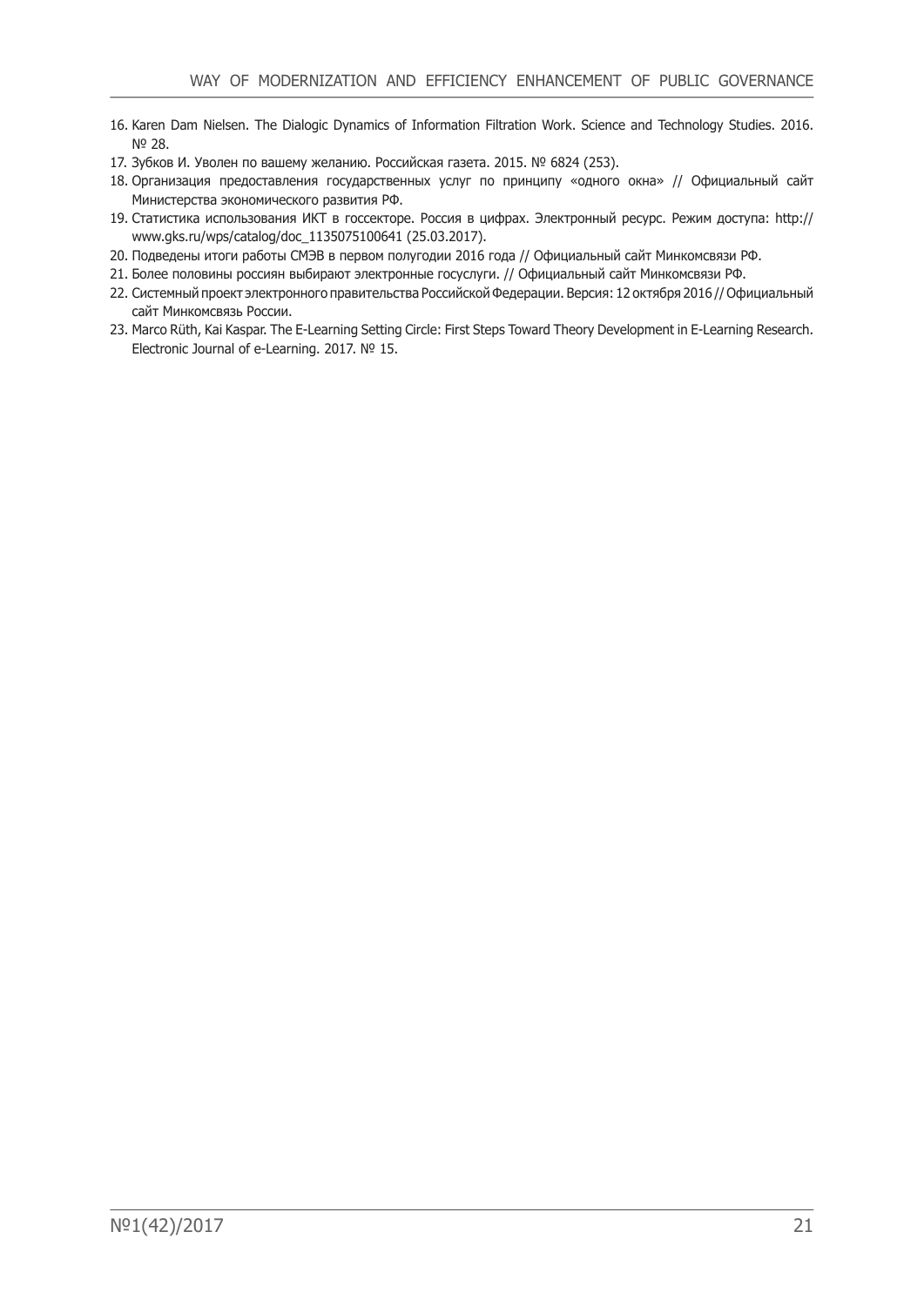16. Karen Dam Nielsen. The Dialogic Dynamics of Information Filtration Work. Science and Technology Studies. 2016. № 28.
17. Зубков И. Уволен по вашему желанию. Российская газета. 2015. № 6824 (253).
18. Организация предоставления государственных услуг по принципу «одного окна» // Официальный сайт Министерства экономического развития РФ.
19. Статистика использования ИКТ в госсекторе. Россия в цифрах. Электронный ресурс. Режим доступа: http://www.gks.ru/wps/catalog/doc_1135075100641 (25.03.2017).
20. Подведены итоги работы СМЭВ в первом полугодии 2016 года // Официальный сайт Минкомсвязи РФ.
21. Более половины россиян выбирают электронные госуслуги. // Официальный сайт Минкомсвязи РФ.
22. Системный проект электронного правительства Российской Федерации. Версия: 12 октября 2016 // Официальный сайт Минкомсвязь России.
23. Marco Rüth, Kai Kaspar. The E-Learning Setting Circle: First Steps Toward Theory Development in E-Learning Research. Electronic Journal of e-Learning. 2017. № 15.